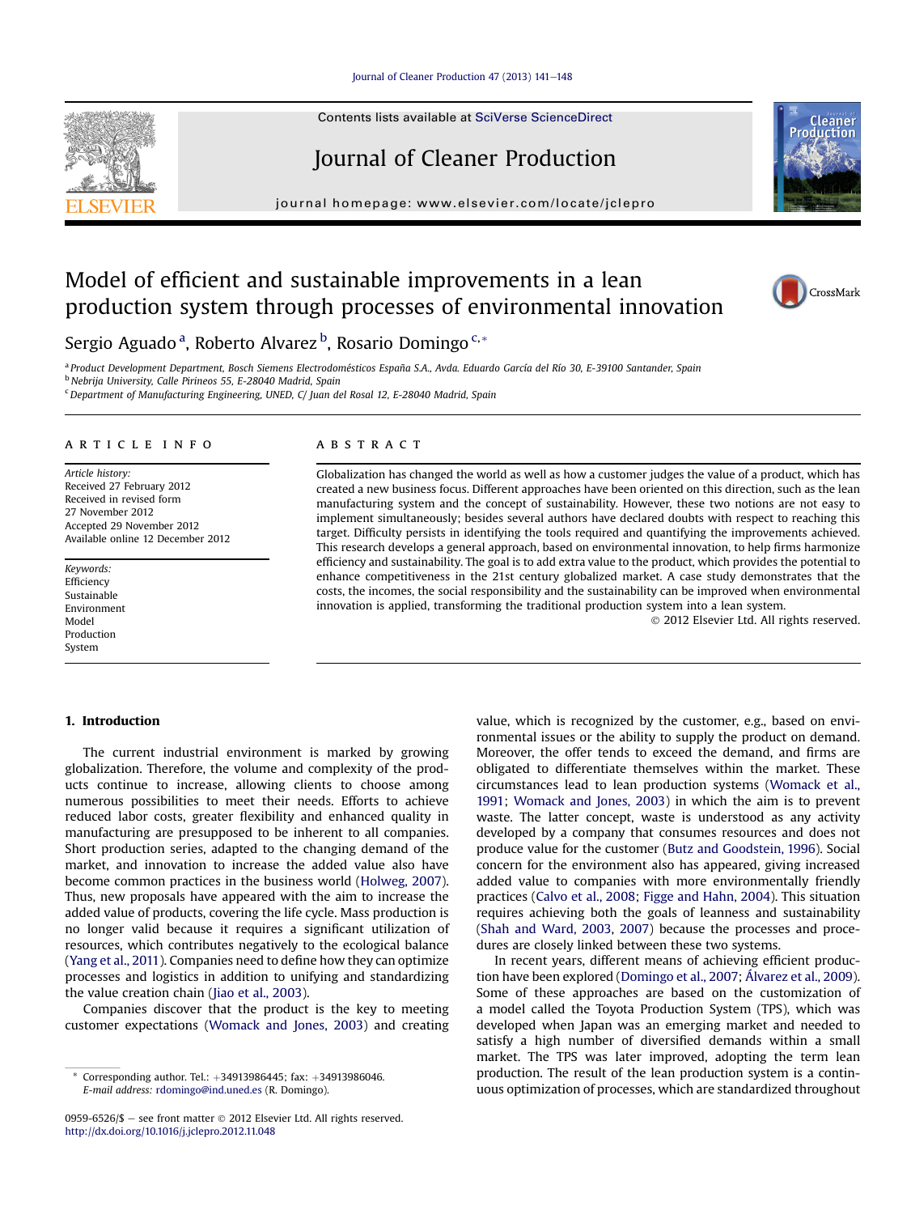# Model of efficient and sustainable improvements in a lean production system through processes of environmental innovation

Sergio Aguado [a], Roberto Alvarez [b], Rosario Domingo [c,*]

[a] Product Development Department, Bosch Siemens Electrodomésticos España S.A., Avda. Eduardo García del Río 30, E-39100 Santander, Spain
[b] Nebrija University, Calle Pirineos 55, E-28040 Madrid, Spain
[c] Department of Manufacturing Engineering, UNED, C/ Juan del Rosal 12, E-28040 Madrid, Spain

## ARTICLE INFO

*Article history:*
Received 27 February 2012
Received in revised form
27 November 2012
Accepted 29 November 2012
Available online 12 December 2012

*Keywords:*
Efficiency
Sustainable
Environment
Model
Production
System

## ABSTRACT

Globalization has changed the world as well as how a customer judges the value of a product, which has created a new business focus. Different approaches have been oriented on this direction, such as the lean manufacturing system and the concept of sustainability. However, these two notions are not easy to implement simultaneously; besides several authors have declared doubts with respect to reaching this target. Difficulty persists in identifying the tools required and quantifying the improvements achieved. This research develops a general approach, based on environmental innovation, to help firms harmonize efficiency and sustainability. The goal is to add extra value to the product, which provides the potential to enhance competitiveness in the 21st century globalized market. A case study demonstrates that the costs, the incomes, the social responsibility and the sustainability can be improved when environmental innovation is applied, transforming the traditional production system into a lean system.

© 2012 Elsevier Ltd. All rights reserved.

## 1. Introduction

The current industrial environment is marked by growing globalization. Therefore, the volume and complexity of the products continue to increase, allowing clients to choose among numerous possibilities to meet their needs. Efforts to achieve reduced labor costs, greater flexibility and enhanced quality in manufacturing are presupposed to be inherent to all companies. Short production series, adapted to the changing demand of the market, and innovation to increase the added value also have become common practices in the business world (Holweg, 2007). Thus, new proposals have appeared with the aim to increase the added value of products, covering the life cycle. Mass production is no longer valid because it requires a significant utilization of resources, which contributes negatively to the ecological balance (Yang et al., 2011). Companies need to define how they can optimize processes and logistics in addition to unifying and standardizing the value creation chain (Jiao et al., 2003).

Companies discover that the product is the key to meeting customer expectations (Womack and Jones, 2003) and creating value, which is recognized by the customer, e.g., based on environmental issues or the ability to supply the product on demand. Moreover, the offer tends to exceed the demand, and firms are obligated to differentiate themselves within the market. These circumstances lead to lean production systems (Womack et al., 1991; Womack and Jones, 2003) in which the aim is to prevent waste. The latter concept, waste is understood as any activity developed by a company that consumes resources and does not produce value for the customer (Butz and Goodstein, 1996). Social concern for the environment also has appeared, giving increased added value to companies with more environmentally friendly practices (Calvo et al., 2008; Figge and Hahn, 2004). This situation requires achieving both the goals of leanness and sustainability (Shah and Ward, 2003, 2007) because the processes and procedures are closely linked between these two systems.

In recent years, different means of achieving efficient production have been explored (Domingo et al., 2007; Álvarez et al., 2009). Some of these approaches are based on the customization of a model called the Toyota Production System (TPS), which was developed when Japan was an emerging market and needed to satisfy a high number of diversified demands within a small market. The TPS was later improved, adopting the term lean production. The result of the lean production system is a continuous optimization of processes, which are standardized throughout

\* Corresponding author. Tel.: +34913986445; fax: +34913986046.
*E-mail address:* rdomingo@ind.uned.es (R. Domingo).

0959-6526/$ – see front matter © 2012 Elsevier Ltd. All rights reserved.
http://dx.doi.org/10.1016/j.jclepro.2012.11.048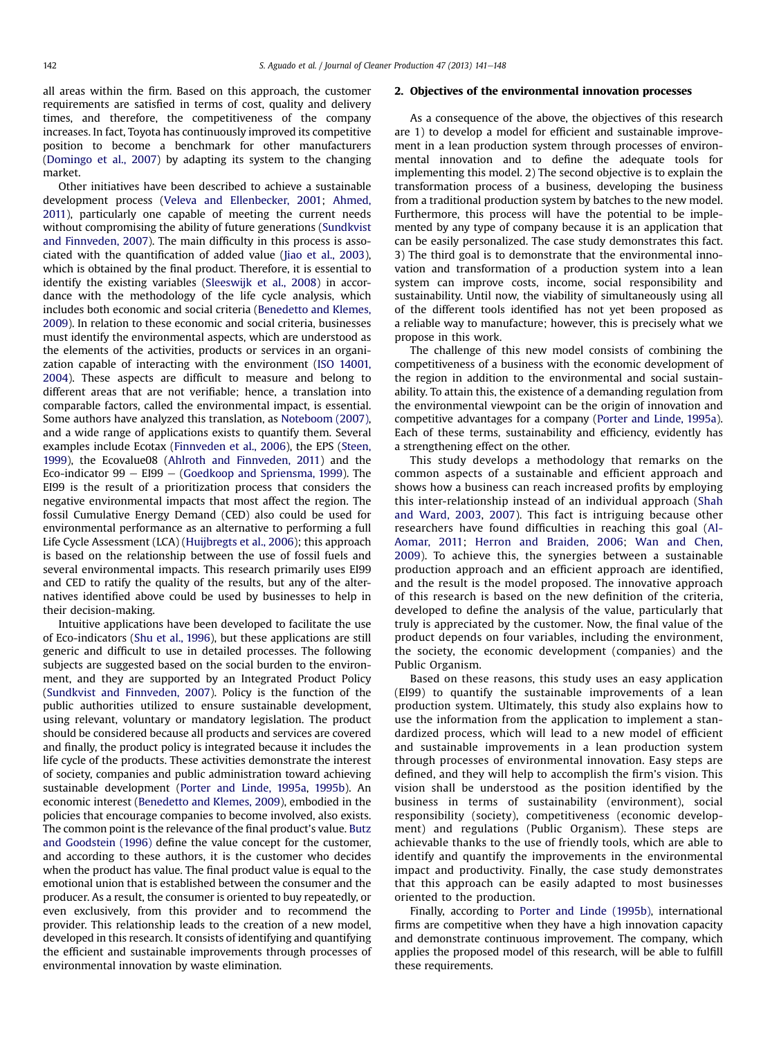all areas within the firm. Based on this approach, the customer requirements are satisfied in terms of cost, quality and delivery times, and therefore, the competitiveness of the company increases. In fact, Toyota has continuously improved its competitive position to become a benchmark for other manufacturers (Domingo et al., 2007) by adapting its system to the changing market.

Other initiatives have been described to achieve a sustainable development process (Veleva and Ellenbecker, 2001; Ahmed, 2011), particularly one capable of meeting the current needs without compromising the ability of future generations (Sundkvist and Finnveden, 2007). The main difficulty in this process is associated with the quantification of added value (Jiao et al., 2003), which is obtained by the final product. Therefore, it is essential to identify the existing variables (Sleeswijk et al., 2008) in accordance with the methodology of the life cycle analysis, which includes both economic and social criteria (Benedetto and Klemes, 2009). In relation to these economic and social criteria, businesses must identify the environmental aspects, which are understood as the elements of the activities, products or services in an organization capable of interacting with the environment (ISO 14001, 2004). These aspects are difficult to measure and belong to different areas that are not verifiable; hence, a translation into comparable factors, called the environmental impact, is essential. Some authors have analyzed this translation, as Noteboom (2007), and a wide range of applications exists to quantify them. Several examples include Ecotax (Finnveden et al., 2006), the EPS (Steen, 1999), the Ecovalue08 (Ahlroth and Finnveden, 2011) and the Eco-indicator 99 – EI99 – (Goedkoop and Spriensma, 1999). The EI99 is the result of a prioritization process that considers the negative environmental impacts that most affect the region. The fossil Cumulative Energy Demand (CED) also could be used for environmental performance as an alternative to performing a full Life Cycle Assessment (LCA) (Huijbregts et al., 2006); this approach is based on the relationship between the use of fossil fuels and several environmental impacts. This research primarily uses EI99 and CED to ratify the quality of the results, but any of the alternatives identified above could be used by businesses to help in their decision-making.

Intuitive applications have been developed to facilitate the use of Eco-indicators (Shu et al., 1996), but these applications are still generic and difficult to use in detailed processes. The following subjects are suggested based on the social burden to the environment, and they are supported by an Integrated Product Policy (Sundkvist and Finnveden, 2007). Policy is the function of the public authorities utilized to ensure sustainable development, using relevant, voluntary or mandatory legislation. The product should be considered because all products and services are covered and finally, the product policy is integrated because it includes the life cycle of the products. These activities demonstrate the interest of society, companies and public administration toward achieving sustainable development (Porter and Linde, 1995a, 1995b). An economic interest (Benedetto and Klemes, 2009), embodied in the policies that encourage companies to become involved, also exists. The common point is the relevance of the final product's value. Butz and Goodstein (1996) define the value concept for the customer, and according to these authors, it is the customer who decides when the product has value. The final product value is equal to the emotional union that is established between the consumer and the producer. As a result, the consumer is oriented to buy repeatedly, or even exclusively, from this provider and to recommend the provider. This relationship leads to the creation of a new model, developed in this research. It consists of identifying and quantifying the efficient and sustainable improvements through processes of environmental innovation by waste elimination.

## 2. Objectives of the environmental innovation processes

As a consequence of the above, the objectives of this research are 1) to develop a model for efficient and sustainable improvement in a lean production system through processes of environmental innovation and to define the adequate tools for implementing this model. 2) The second objective is to explain the transformation process of a business, developing the business from a traditional production system by batches to the new model. Furthermore, this process will have the potential to be implemented by any type of company because it is an application that can be easily personalized. The case study demonstrates this fact. 3) The third goal is to demonstrate that the environmental innovation and transformation of a production system into a lean system can improve costs, income, social responsibility and sustainability. Until now, the viability of simultaneously using all of the different tools identified has not yet been proposed as a reliable way to manufacture; however, this is precisely what we propose in this work.

The challenge of this new model consists of combining the competitiveness of a business with the economic development of the region in addition to the environmental and social sustainability. To attain this, the existence of a demanding regulation from the environmental viewpoint can be the origin of innovation and competitive advantages for a company (Porter and Linde, 1995a). Each of these terms, sustainability and efficiency, evidently has a strengthening effect on the other.

This study develops a methodology that remarks on the common aspects of a sustainable and efficient approach and shows how a business can reach increased profits by employing this inter-relationship instead of an individual approach (Shah and Ward, 2003, 2007). This fact is intriguing because other researchers have found difficulties in reaching this goal (Al-Aomar, 2011; Herron and Braiden, 2006; Wan and Chen, 2009). To achieve this, the synergies between a sustainable production approach and an efficient approach are identified, and the result is the model proposed. The innovative approach of this research is based on the new definition of the criteria, developed to define the analysis of the value, particularly that truly is appreciated by the customer. Now, the final value of the product depends on four variables, including the environment, the society, the economic development (companies) and the Public Organism.

Based on these reasons, this study uses an easy application (EI99) to quantify the sustainable improvements of a lean production system. Ultimately, this study also explains how to use the information from the application to implement a standardized process, which will lead to a new model of efficient and sustainable improvements in a lean production system through processes of environmental innovation. Easy steps are defined, and they will help to accomplish the firm's vision. This vision shall be understood as the position identified by the business in terms of sustainability (environment), social responsibility (society), competitiveness (economic development) and regulations (Public Organism). These steps are achievable thanks to the use of friendly tools, which are able to identify and quantify the improvements in the environmental impact and productivity. Finally, the case study demonstrates that this approach can be easily adapted to most businesses oriented to the production.

Finally, according to Porter and Linde (1995b), international firms are competitive when they have a high innovation capacity and demonstrate continuous improvement. The company, which applies the proposed model of this research, will be able to fulfill these requirements.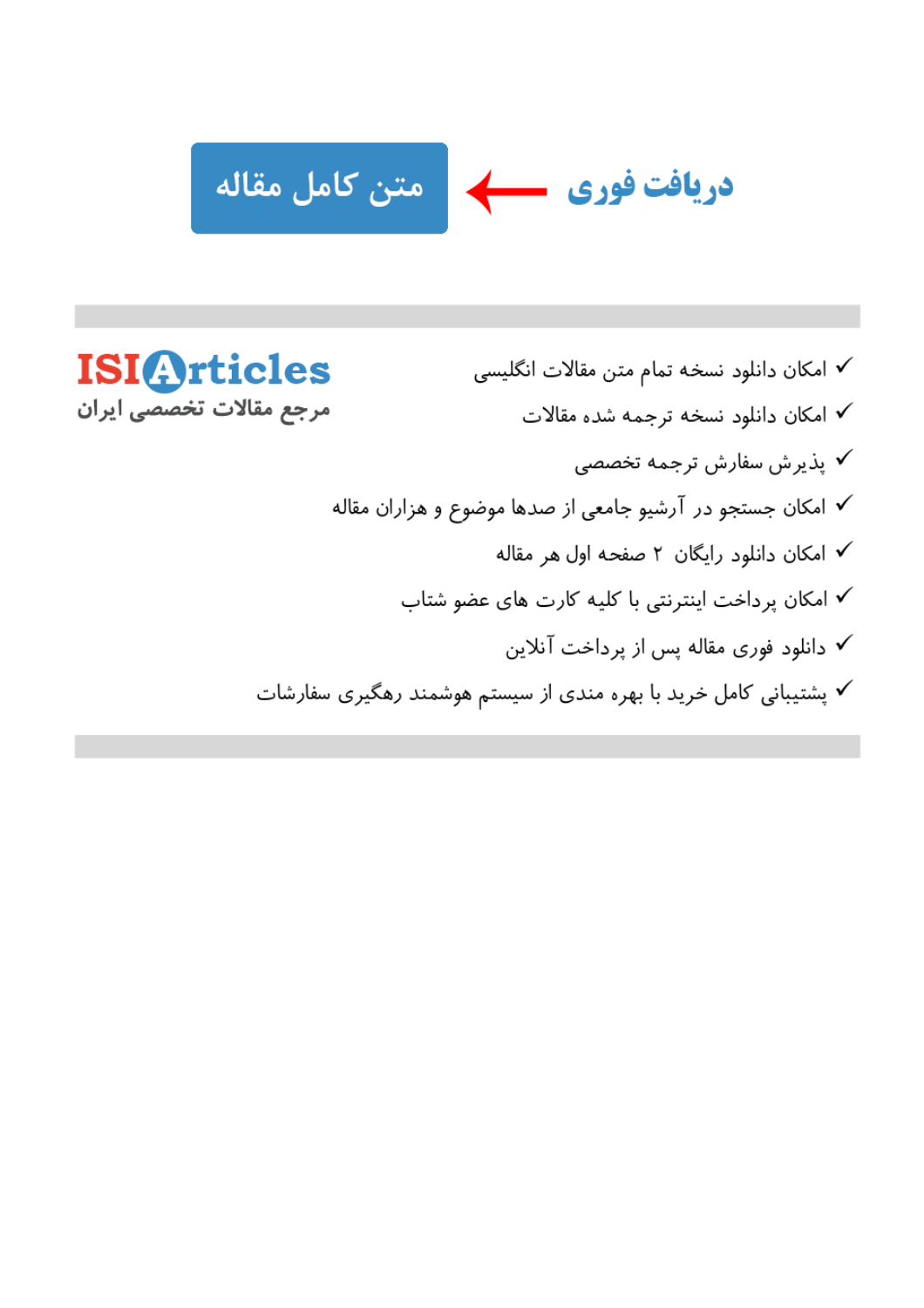متن کامل مقاله ← دریافت فوری

ISIArticles
مرجع مقالات تخصصی ایران

- ✓ امکان دانلود نسخه تمام متن مقالات انگلیسی
- ✓ امکان دانلود نسخه ترجمه شده مقالات
- ✓ پذیرش سفارش ترجمه تخصصی
- ✓ امکان جستجو در آرشیو جامعی از صدها موضوع و هزاران مقاله
- ✓ امکان دانلود رایگان ۲ صفحه اول هر مقاله
- ✓ امکان پرداخت اینترنتی با کلیه کارت های عضو شتاب
- ✓ دانلود فوری مقاله پس از پرداخت آنلاین
- ✓ پشتیبانی کامل خرید با بهره مندی از سیستم هوشمند رهگیری سفارشات